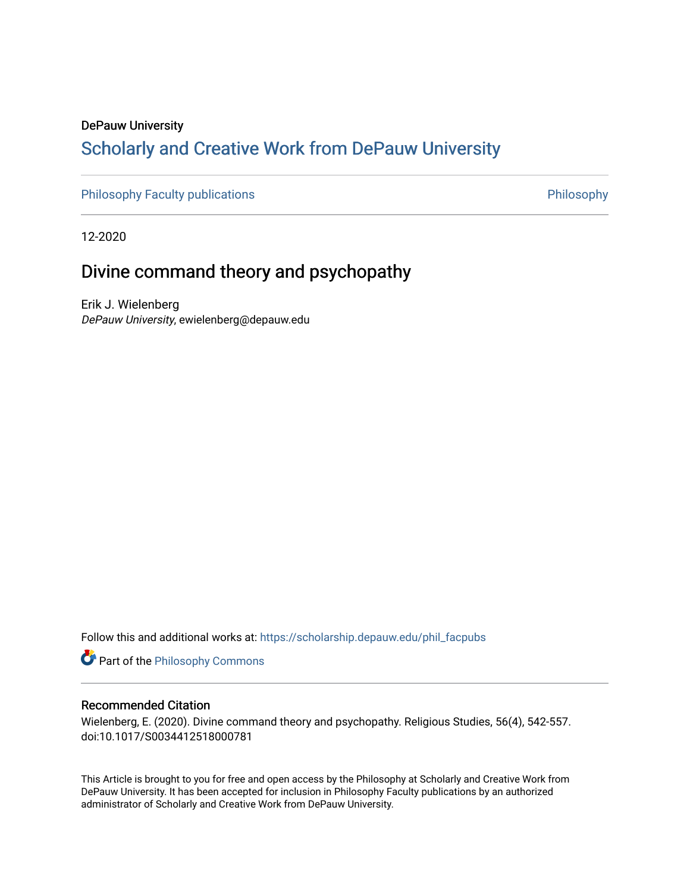DePauw University

# Scholarly and Creative Work from DePauw University

Philosophy Faculty publications | Philosophy

12-2020

## Divine command theory and psychopathy

Erik J. Wielenberg
*DePauw University*, ewielenberg@depauw.edu

Follow this and additional works at: https://scholarship.depauw.edu/phil_facpubs

Part of the Philosophy Commons

### Recommended Citation

Wielenberg, E. (2020). Divine command theory and psychopathy. Religious Studies, 56(4), 542-557. doi:10.1017/S0034412518000781

This Article is brought to you for free and open access by the Philosophy at Scholarly and Creative Work from DePauw University. It has been accepted for inclusion in Philosophy Faculty publications by an authorized administrator of Scholarly and Creative Work from DePauw University.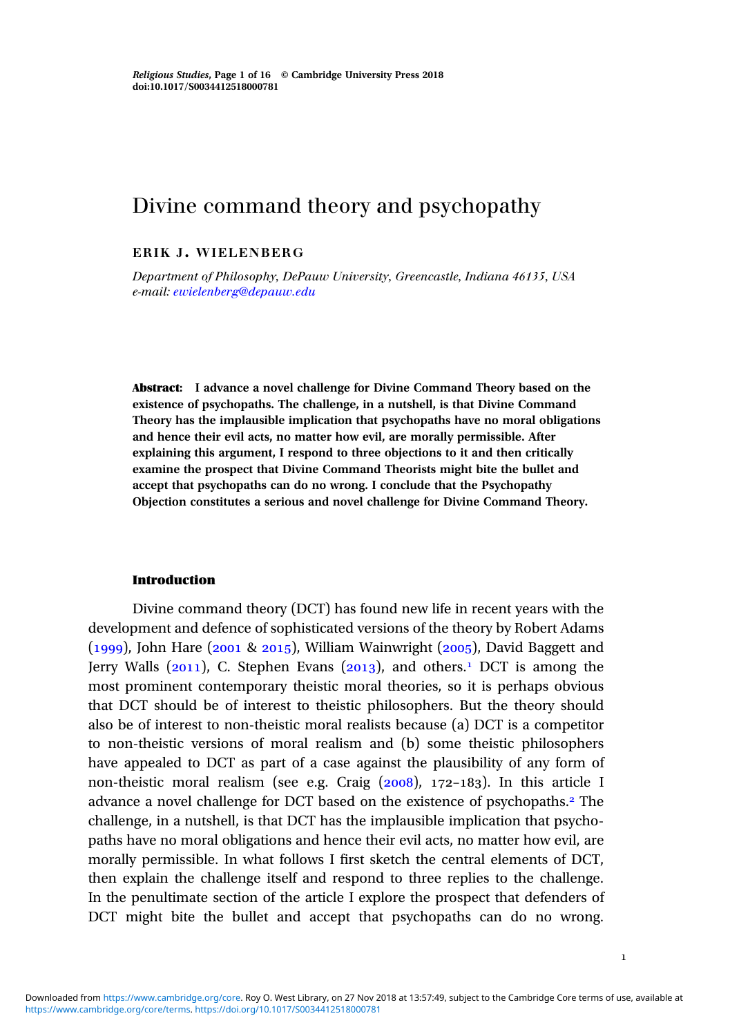# Divine command theory and psychopathy

**ERIK J. WIELENBERG**

*Department of Philosophy, DePauw University, Greencastle, Indiana 46135, USA*
*e-mail: ewielenberg@depauw.edu*

**Abstract: I advance a novel challenge for Divine Command Theory based on the existence of psychopaths. The challenge, in a nutshell, is that Divine Command Theory has the implausible implication that psychopaths have no moral obligations and hence their evil acts, no matter how evil, are morally permissible. After explaining this argument, I respond to three objections to it and then critically examine the prospect that Divine Command Theorists might bite the bullet and accept that psychopaths can do no wrong. I conclude that the Psychopathy Objection constitutes a serious and novel challenge for Divine Command Theory.**

## Introduction

Divine command theory (DCT) has found new life in recent years with the development and defence of sophisticated versions of the theory by Robert Adams (1999), John Hare (2001 & 2015), William Wainwright (2005), David Baggett and Jerry Walls (2011), C. Stephen Evans (2013), and others.[1] DCT is among the most prominent contemporary theistic moral theories, so it is perhaps obvious that DCT should be of interest to theistic philosophers. But the theory should also be of interest to non-theistic moral realists because (a) DCT is a competitor to non-theistic versions of moral realism and (b) some theistic philosophers have appealed to DCT as part of a case against the plausibility of any form of non-theistic moral realism (see e.g. Craig (2008), 172–183). In this article I advance a novel challenge for DCT based on the existence of psychopaths.[2] The challenge, in a nutshell, is that DCT has the implausible implication that psychopaths have no moral obligations and hence their evil acts, no matter how evil, are morally permissible. In what follows I first sketch the central elements of DCT, then explain the challenge itself and respond to three replies to the challenge. In the penultimate section of the article I explore the prospect that defenders of DCT might bite the bullet and accept that psychopaths can do no wrong.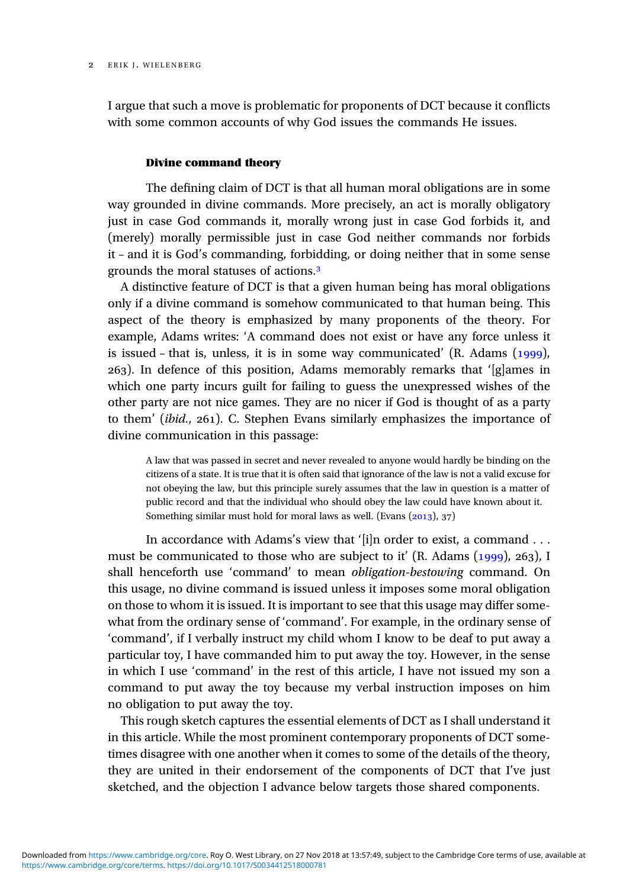I argue that such a move is problematic for proponents of DCT because it conflicts with some common accounts of why God issues the commands He issues.

### Divine command theory

The defining claim of DCT is that all human moral obligations are in some way grounded in divine commands. More precisely, an act is morally obligatory just in case God commands it, morally wrong just in case God forbids it, and (merely) morally permissible just in case God neither commands nor forbids it – and it is God's commanding, forbidding, or doing neither that in some sense grounds the moral statuses of actions.[3]

A distinctive feature of DCT is that a given human being has moral obligations only if a divine command is somehow communicated to that human being. This aspect of the theory is emphasized by many proponents of the theory. For example, Adams writes: 'A command does not exist or have any force unless it is issued – that is, unless, it is in some way communicated' (R. Adams (1999), 263). In defence of this position, Adams memorably remarks that '[g]ames in which one party incurs guilt for failing to guess the unexpressed wishes of the other party are not nice games. They are no nicer if God is thought of as a party to them' (*ibid.*, 261). C. Stephen Evans similarly emphasizes the importance of divine communication in this passage:

> A law that was passed in secret and never revealed to anyone would hardly be binding on the citizens of a state. It is true that it is often said that ignorance of the law is not a valid excuse for not obeying the law, but this principle surely assumes that the law in question is a matter of public record and that the individual who should obey the law could have known about it. Something similar must hold for moral laws as well. (Evans (2013), 37)

In accordance with Adams's view that '[i]n order to exist, a command . . . must be communicated to those who are subject to it' (R. Adams (1999), 263), I shall henceforth use 'command' to mean *obligation-bestowing* command. On this usage, no divine command is issued unless it imposes some moral obligation on those to whom it is issued. It is important to see that this usage may differ somewhat from the ordinary sense of 'command'. For example, in the ordinary sense of 'command', if I verbally instruct my child whom I know to be deaf to put away a particular toy, I have commanded him to put away the toy. However, in the sense in which I use 'command' in the rest of this article, I have not issued my son a command to put away the toy because my verbal instruction imposes on him no obligation to put away the toy.

This rough sketch captures the essential elements of DCT as I shall understand it in this article. While the most prominent contemporary proponents of DCT sometimes disagree with one another when it comes to some of the details of the theory, they are united in their endorsement of the components of DCT that I've just sketched, and the objection I advance below targets those shared components.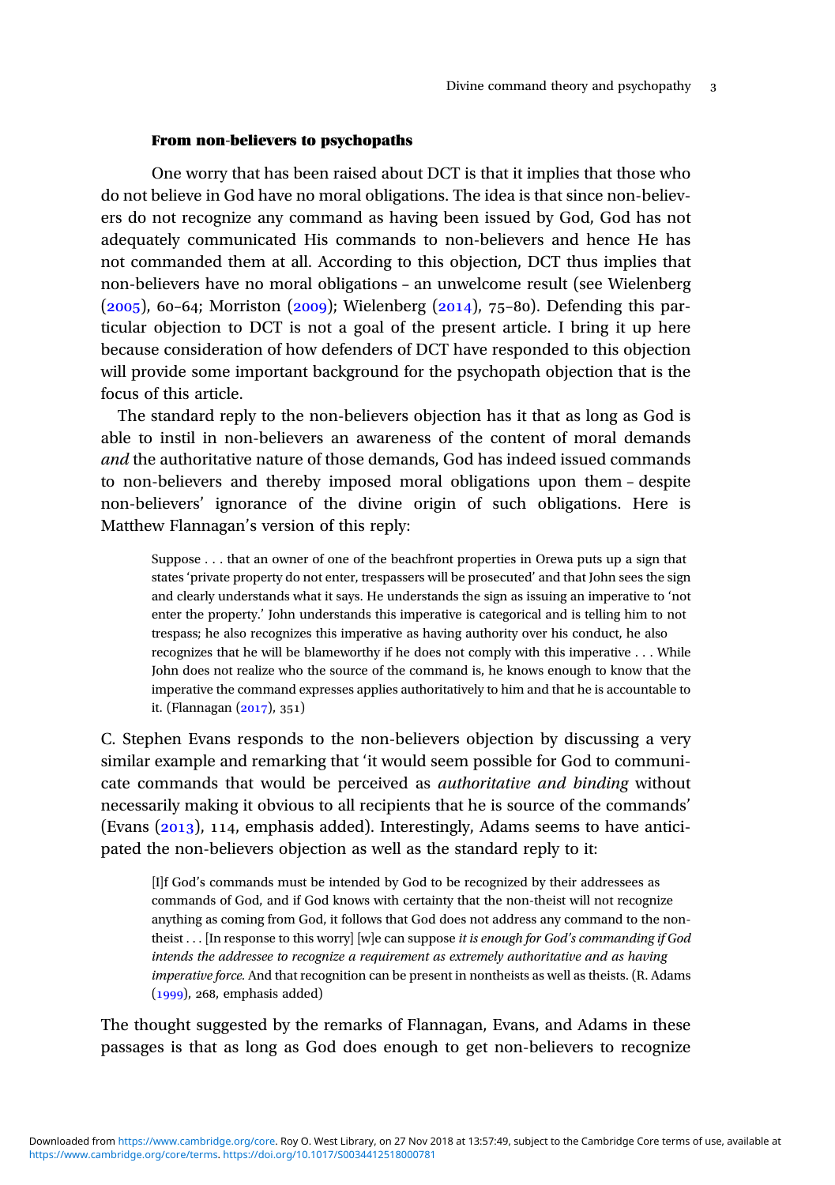### From non-believers to psychopaths

One worry that has been raised about DCT is that it implies that those who do not believe in God have no moral obligations. The idea is that since non-believers do not recognize any command as having been issued by God, God has not adequately communicated His commands to non-believers and hence He has not commanded them at all. According to this objection, DCT thus implies that non-believers have no moral obligations – an unwelcome result (see Wielenberg (2005), 60–64; Morriston (2009); Wielenberg (2014), 75–80). Defending this particular objection to DCT is not a goal of the present article. I bring it up here because consideration of how defenders of DCT have responded to this objection will provide some important background for the psychopath objection that is the focus of this article.

The standard reply to the non-believers objection has it that as long as God is able to instil in non-believers an awareness of the content of moral demands *and* the authoritative nature of those demands, God has indeed issued commands to non-believers and thereby imposed moral obligations upon them – despite non-believers' ignorance of the divine origin of such obligations. Here is Matthew Flannagan's version of this reply:

> Suppose . . . that an owner of one of the beachfront properties in Orewa puts up a sign that states 'private property do not enter, trespassers will be prosecuted' and that John sees the sign and clearly understands what it says. He understands the sign as issuing an imperative to 'not enter the property.' John understands this imperative is categorical and is telling him to not trespass; he also recognizes this imperative as having authority over his conduct, he also recognizes that he will be blameworthy if he does not comply with this imperative . . . While John does not realize who the source of the command is, he knows enough to know that the imperative the command expresses applies authoritatively to him and that he is accountable to it. (Flannagan (2017), 351)

C. Stephen Evans responds to the non-believers objection by discussing a very similar example and remarking that 'it would seem possible for God to communicate commands that would be perceived as *authoritative and binding* without necessarily making it obvious to all recipients that he is source of the commands' (Evans (2013), 114, emphasis added). Interestingly, Adams seems to have anticipated the non-believers objection as well as the standard reply to it:

> [I]f God's commands must be intended by God to be recognized by their addressees as commands of God, and if God knows with certainty that the non-theist will not recognize anything as coming from God, it follows that God does not address any command to the non-theist . . . [In response to this worry] [w]e can suppose *it is enough for God's commanding if God intends the addressee to recognize a requirement as extremely authoritative and as having imperative force.* And that recognition can be present in nontheists as well as theists. (R. Adams (1999), 268, emphasis added)

The thought suggested by the remarks of Flannagan, Evans, and Adams in these passages is that as long as God does enough to get non-believers to recognize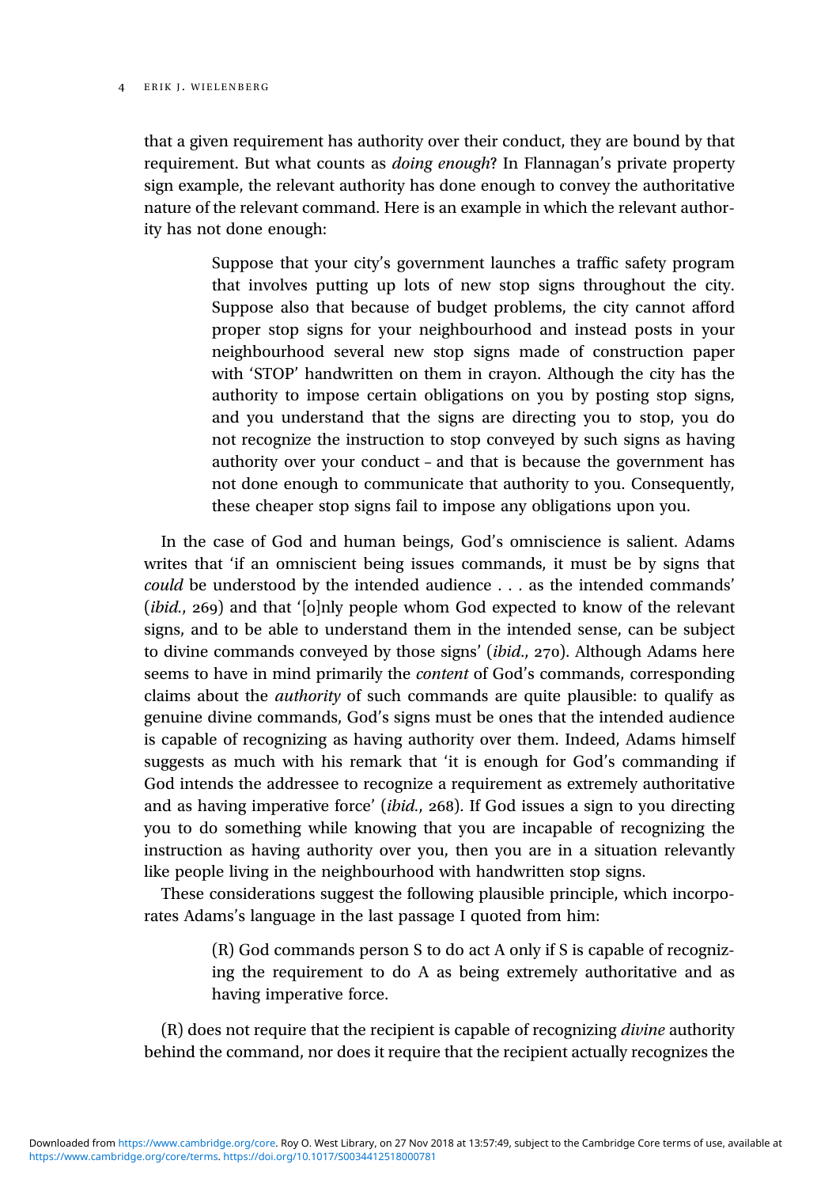that a given requirement has authority over their conduct, they are bound by that requirement. But what counts as *doing enough*? In Flannagan's private property sign example, the relevant authority has done enough to convey the authoritative nature of the relevant command. Here is an example in which the relevant authority has not done enough:

> Suppose that your city's government launches a traffic safety program that involves putting up lots of new stop signs throughout the city. Suppose also that because of budget problems, the city cannot afford proper stop signs for your neighbourhood and instead posts in your neighbourhood several new stop signs made of construction paper with 'STOP' handwritten on them in crayon. Although the city has the authority to impose certain obligations on you by posting stop signs, and you understand that the signs are directing you to stop, you do not recognize the instruction to stop conveyed by such signs as having authority over your conduct – and that is because the government has not done enough to communicate that authority to you. Consequently, these cheaper stop signs fail to impose any obligations upon you.

In the case of God and human beings, God's omniscience is salient. Adams writes that 'if an omniscient being issues commands, it must be by signs that *could* be understood by the intended audience . . . as the intended commands' (*ibid.*, 269) and that '[o]nly people whom God expected to know of the relevant signs, and to be able to understand them in the intended sense, can be subject to divine commands conveyed by those signs' (*ibid.*, 270). Although Adams here seems to have in mind primarily the *content* of God's commands, corresponding claims about the *authority* of such commands are quite plausible: to qualify as genuine divine commands, God's signs must be ones that the intended audience is capable of recognizing as having authority over them. Indeed, Adams himself suggests as much with his remark that 'it is enough for God's commanding if God intends the addressee to recognize a requirement as extremely authoritative and as having imperative force' (*ibid.*, 268). If God issues a sign to you directing you to do something while knowing that you are incapable of recognizing the instruction as having authority over you, then you are in a situation relevantly like people living in the neighbourhood with handwritten stop signs.

These considerations suggest the following plausible principle, which incorporates Adams's language in the last passage I quoted from him:

> (R) God commands person S to do act A only if S is capable of recognizing the requirement to do A as being extremely authoritative and as having imperative force.

(R) does not require that the recipient is capable of recognizing *divine* authority behind the command, nor does it require that the recipient actually recognizes the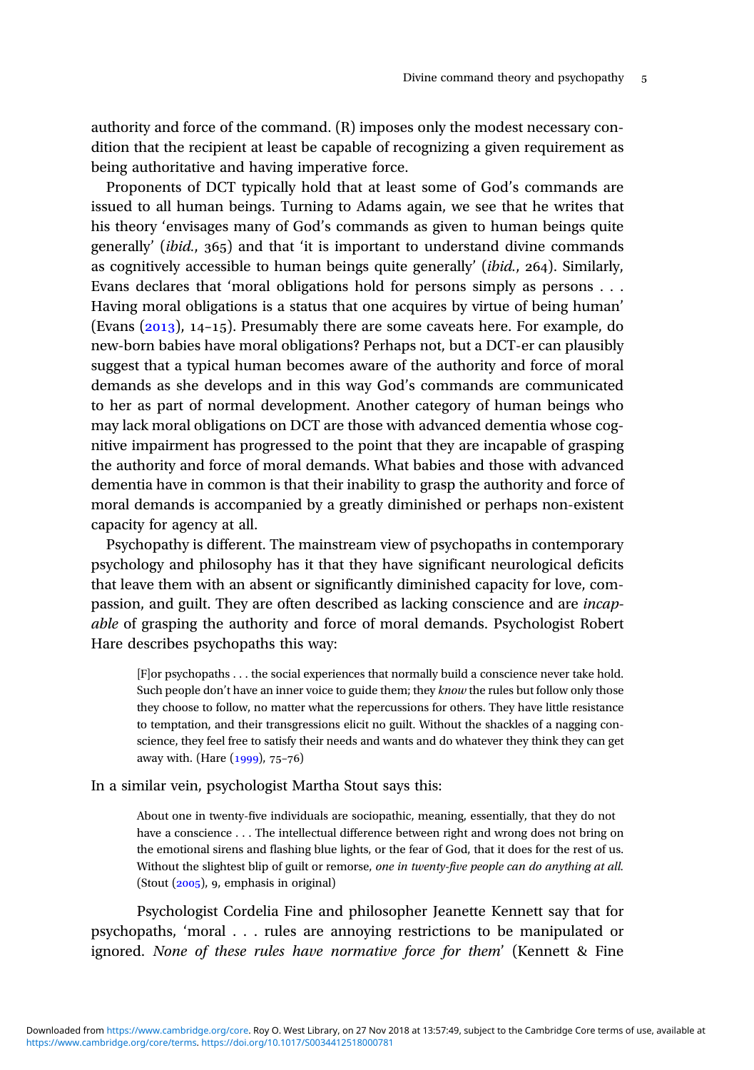authority and force of the command. (R) imposes only the modest necessary condition that the recipient at least be capable of recognizing a given requirement as being authoritative and having imperative force.

Proponents of DCT typically hold that at least some of God's commands are issued to all human beings. Turning to Adams again, we see that he writes that his theory 'envisages many of God's commands as given to human beings quite generally' (*ibid.*, 365) and that 'it is important to understand divine commands as cognitively accessible to human beings quite generally' (*ibid.*, 264). Similarly, Evans declares that 'moral obligations hold for persons simply as persons . . . Having moral obligations is a status that one acquires by virtue of being human' (Evans (2013), 14–15). Presumably there are some caveats here. For example, do new-born babies have moral obligations? Perhaps not, but a DCT-er can plausibly suggest that a typical human becomes aware of the authority and force of moral demands as she develops and in this way God's commands are communicated to her as part of normal development. Another category of human beings who may lack moral obligations on DCT are those with advanced dementia whose cognitive impairment has progressed to the point that they are incapable of grasping the authority and force of moral demands. What babies and those with advanced dementia have in common is that their inability to grasp the authority and force of moral demands is accompanied by a greatly diminished or perhaps non-existent capacity for agency at all.

Psychopathy is different. The mainstream view of psychopaths in contemporary psychology and philosophy has it that they have significant neurological deficits that leave them with an absent or significantly diminished capacity for love, compassion, and guilt. They are often described as lacking conscience and are *incapable* of grasping the authority and force of moral demands. Psychologist Robert Hare describes psychopaths this way:

> [F]or psychopaths . . . the social experiences that normally build a conscience never take hold. Such people don't have an inner voice to guide them; they *know* the rules but follow only those they choose to follow, no matter what the repercussions for others. They have little resistance to temptation, and their transgressions elicit no guilt. Without the shackles of a nagging conscience, they feel free to satisfy their needs and wants and do whatever they think they can get away with. (Hare (1999), 75–76)

In a similar vein, psychologist Martha Stout says this:

> About one in twenty-five individuals are sociopathic, meaning, essentially, that they do not have a conscience . . . The intellectual difference between right and wrong does not bring on the emotional sirens and flashing blue lights, or the fear of God, that it does for the rest of us. Without the slightest blip of guilt or remorse, *one in twenty-five people can do anything at all.* (Stout (2005), 9, emphasis in original)

Psychologist Cordelia Fine and philosopher Jeanette Kennett say that for psychopaths, 'moral . . . rules are annoying restrictions to be manipulated or ignored. *None of these rules have normative force for them*' (Kennett & Fine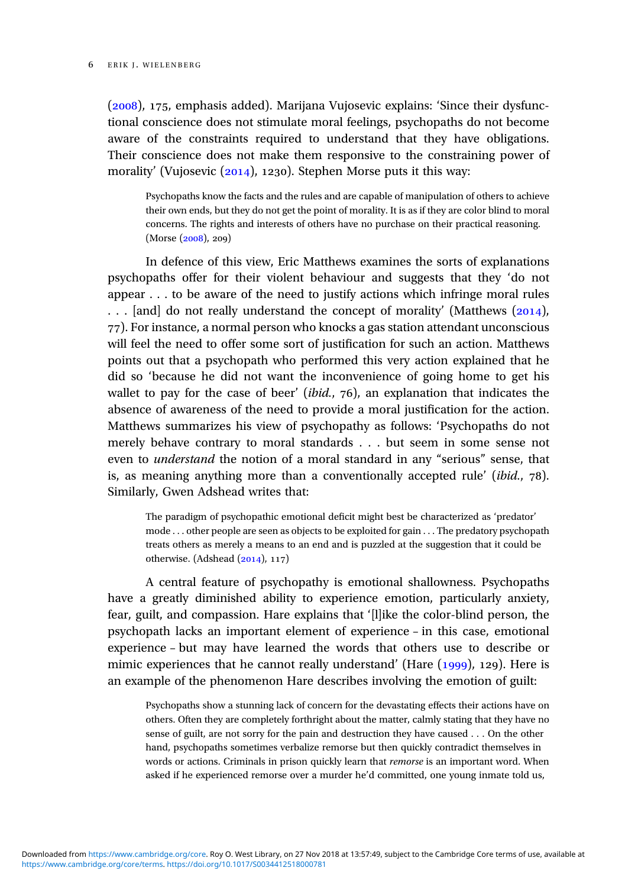(2008), 175, emphasis added). Marijana Vujosevic explains: 'Since their dysfunctional conscience does not stimulate moral feelings, psychopaths do not become aware of the constraints required to understand that they have obligations. Their conscience does not make them responsive to the constraining power of morality' (Vujosevic (2014), 1230). Stephen Morse puts it this way:

> Psychopaths know the facts and the rules and are capable of manipulation of others to achieve their own ends, but they do not get the point of morality. It is as if they are color blind to moral concerns. The rights and interests of others have no purchase on their practical reasoning. (Morse (2008), 209)

In defence of this view, Eric Matthews examines the sorts of explanations psychopaths offer for their violent behaviour and suggests that they 'do not appear . . . to be aware of the need to justify actions which infringe moral rules . . . [and] do not really understand the concept of morality' (Matthews (2014), 77). For instance, a normal person who knocks a gas station attendant unconscious will feel the need to offer some sort of justification for such an action. Matthews points out that a psychopath who performed this very action explained that he did so 'because he did not want the inconvenience of going home to get his wallet to pay for the case of beer' (*ibid.*, 76), an explanation that indicates the absence of awareness of the need to provide a moral justification for the action. Matthews summarizes his view of psychopathy as follows: 'Psychopaths do not merely behave contrary to moral standards . . . but seem in some sense not even to *understand* the notion of a moral standard in any "serious" sense, that is, as meaning anything more than a conventionally accepted rule' (*ibid.*, 78). Similarly, Gwen Adshead writes that:

> The paradigm of psychopathic emotional deficit might best be characterized as 'predator' mode . . . other people are seen as objects to be exploited for gain . . . The predatory psychopath treats others as merely a means to an end and is puzzled at the suggestion that it could be otherwise. (Adshead (2014), 117)

A central feature of psychopathy is emotional shallowness. Psychopaths have a greatly diminished ability to experience emotion, particularly anxiety, fear, guilt, and compassion. Hare explains that '[l]ike the color-blind person, the psychopath lacks an important element of experience – in this case, emotional experience – but may have learned the words that others use to describe or mimic experiences that he cannot really understand' (Hare (1999), 129). Here is an example of the phenomenon Hare describes involving the emotion of guilt:

> Psychopaths show a stunning lack of concern for the devastating effects their actions have on others. Often they are completely forthright about the matter, calmly stating that they have no sense of guilt, are not sorry for the pain and destruction they have caused . . . On the other hand, psychopaths sometimes verbalize remorse but then quickly contradict themselves in words or actions. Criminals in prison quickly learn that *remorse* is an important word. When asked if he experienced remorse over a murder he'd committed, one young inmate told us,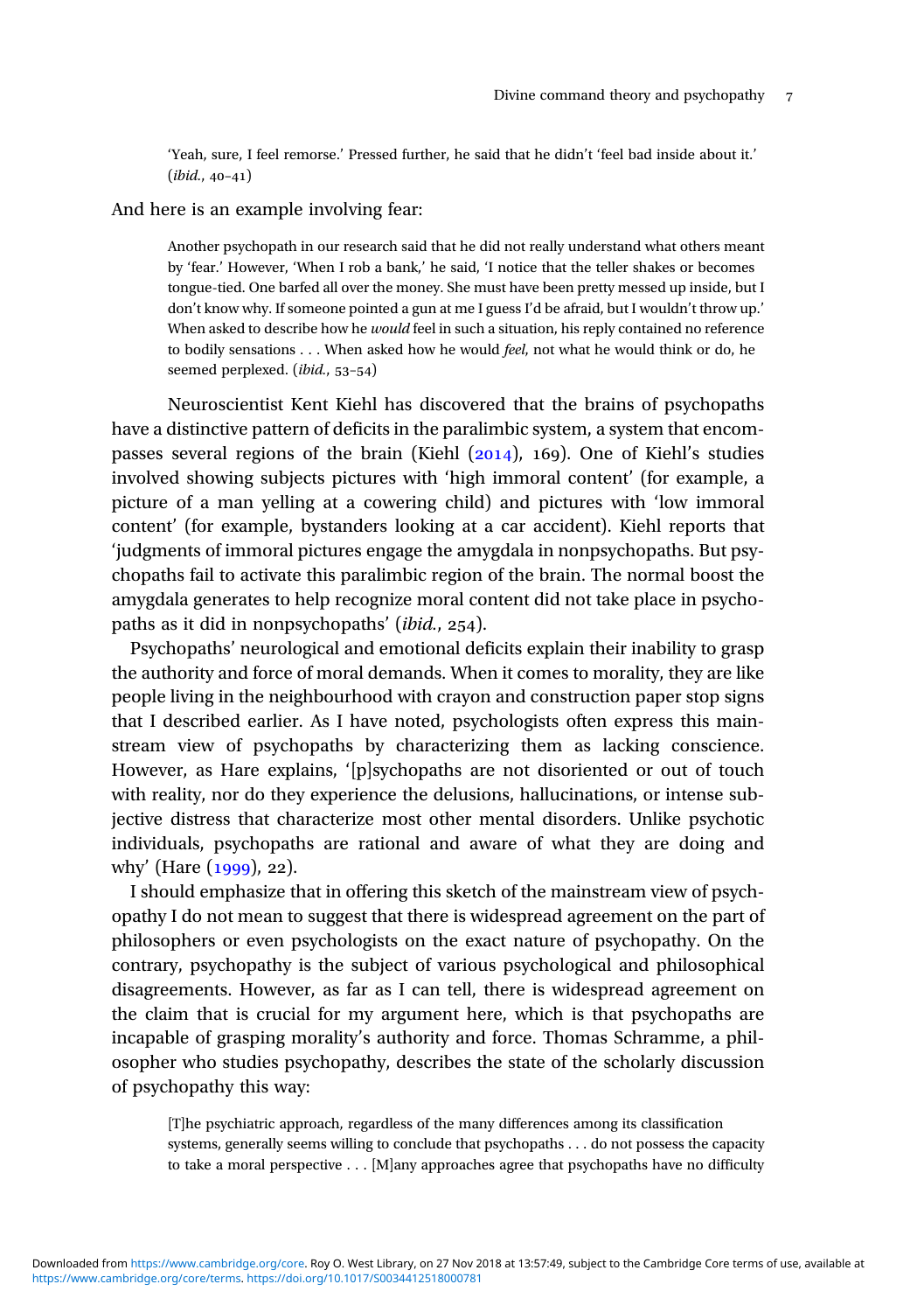> 'Yeah, sure, I feel remorse.' Pressed further, he said that he didn't 'feel bad inside about it.' (*ibid.*, 40–41)

And here is an example involving fear:

> Another psychopath in our research said that he did not really understand what others meant by 'fear.' However, 'When I rob a bank,' he said, 'I notice that the teller shakes or becomes tongue-tied. One barfed all over the money. She must have been pretty messed up inside, but I don't know why. If someone pointed a gun at me I guess I'd be afraid, but I wouldn't throw up.' When asked to describe how he *would* feel in such a situation, his reply contained no reference to bodily sensations . . . When asked how he would *feel*, not what he would think or do, he seemed perplexed. (*ibid.*, 53–54)

Neuroscientist Kent Kiehl has discovered that the brains of psychopaths have a distinctive pattern of deficits in the paralimbic system, a system that encompasses several regions of the brain (Kiehl (2014), 169). One of Kiehl's studies involved showing subjects pictures with 'high immoral content' (for example, a picture of a man yelling at a cowering child) and pictures with 'low immoral content' (for example, bystanders looking at a car accident). Kiehl reports that 'judgments of immoral pictures engage the amygdala in nonpsychopaths. But psychopaths fail to activate this paralimbic region of the brain. The normal boost the amygdala generates to help recognize moral content did not take place in psychopaths as it did in nonpsychopaths' (*ibid.*, 254).

Psychopaths' neurological and emotional deficits explain their inability to grasp the authority and force of moral demands. When it comes to morality, they are like people living in the neighbourhood with crayon and construction paper stop signs that I described earlier. As I have noted, psychologists often express this mainstream view of psychopaths by characterizing them as lacking conscience. However, as Hare explains, '[p]sychopaths are not disoriented or out of touch with reality, nor do they experience the delusions, hallucinations, or intense subjective distress that characterize most other mental disorders. Unlike psychotic individuals, psychopaths are rational and aware of what they are doing and why' (Hare (1999), 22).

I should emphasize that in offering this sketch of the mainstream view of psychopathy I do not mean to suggest that there is widespread agreement on the part of philosophers or even psychologists on the exact nature of psychopathy. On the contrary, psychopathy is the subject of various psychological and philosophical disagreements. However, as far as I can tell, there is widespread agreement on the claim that is crucial for my argument here, which is that psychopaths are incapable of grasping morality's authority and force. Thomas Schramme, a philosopher who studies psychopathy, describes the state of the scholarly discussion of psychopathy this way:

> [T]he psychiatric approach, regardless of the many differences among its classification systems, generally seems willing to conclude that psychopaths . . . do not possess the capacity to take a moral perspective . . . [M]any approaches agree that psychopaths have no difficulty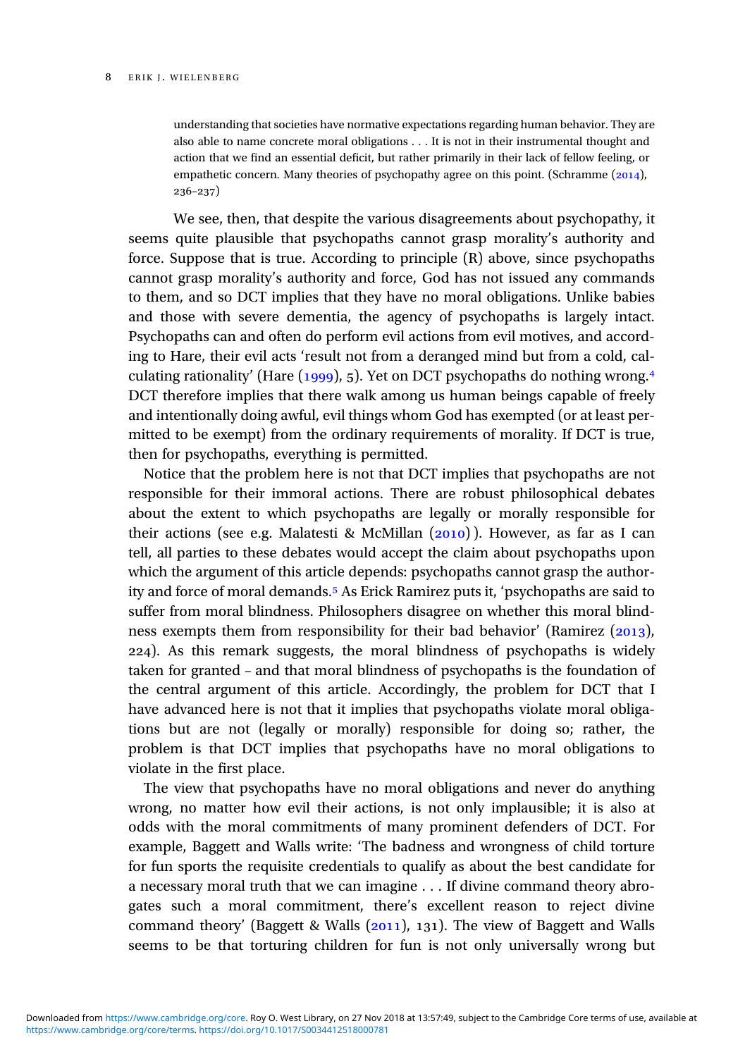> understanding that societies have normative expectations regarding human behavior. They are also able to name concrete moral obligations . . . It is not in their instrumental thought and action that we find an essential deficit, but rather primarily in their lack of fellow feeling, or empathetic concern. Many theories of psychopathy agree on this point. (Schramme (2014), 236–237)

We see, then, that despite the various disagreements about psychopathy, it seems quite plausible that psychopaths cannot grasp morality's authority and force. Suppose that is true. According to principle (R) above, since psychopaths cannot grasp morality's authority and force, God has not issued any commands to them, and so DCT implies that they have no moral obligations. Unlike babies and those with severe dementia, the agency of psychopaths is largely intact. Psychopaths can and often do perform evil actions from evil motives, and according to Hare, their evil acts 'result not from a deranged mind but from a cold, calculating rationality' (Hare (1999), 5). Yet on DCT psychopaths do nothing wrong.[4] DCT therefore implies that there walk among us human beings capable of freely and intentionally doing awful, evil things whom God has exempted (or at least permitted to be exempt) from the ordinary requirements of morality. If DCT is true, then for psychopaths, everything is permitted.

Notice that the problem here is not that DCT implies that psychopaths are not responsible for their immoral actions. There are robust philosophical debates about the extent to which psychopaths are legally or morally responsible for their actions (see e.g. Malatesti & McMillan (2010) ). However, as far as I can tell, all parties to these debates would accept the claim about psychopaths upon which the argument of this article depends: psychopaths cannot grasp the authority and force of moral demands.[5] As Erick Ramirez puts it, 'psychopaths are said to suffer from moral blindness. Philosophers disagree on whether this moral blindness exempts them from responsibility for their bad behavior' (Ramirez (2013), 224). As this remark suggests, the moral blindness of psychopaths is widely taken for granted – and that moral blindness of psychopaths is the foundation of the central argument of this article. Accordingly, the problem for DCT that I have advanced here is not that it implies that psychopaths violate moral obligations but are not (legally or morally) responsible for doing so; rather, the problem is that DCT implies that psychopaths have no moral obligations to violate in the first place.

The view that psychopaths have no moral obligations and never do anything wrong, no matter how evil their actions, is not only implausible; it is also at odds with the moral commitments of many prominent defenders of DCT. For example, Baggett and Walls write: 'The badness and wrongness of child torture for fun sports the requisite credentials to qualify as about the best candidate for a necessary moral truth that we can imagine . . . If divine command theory abrogates such a moral commitment, there's excellent reason to reject divine command theory' (Baggett & Walls (2011), 131). The view of Baggett and Walls seems to be that torturing children for fun is not only universally wrong but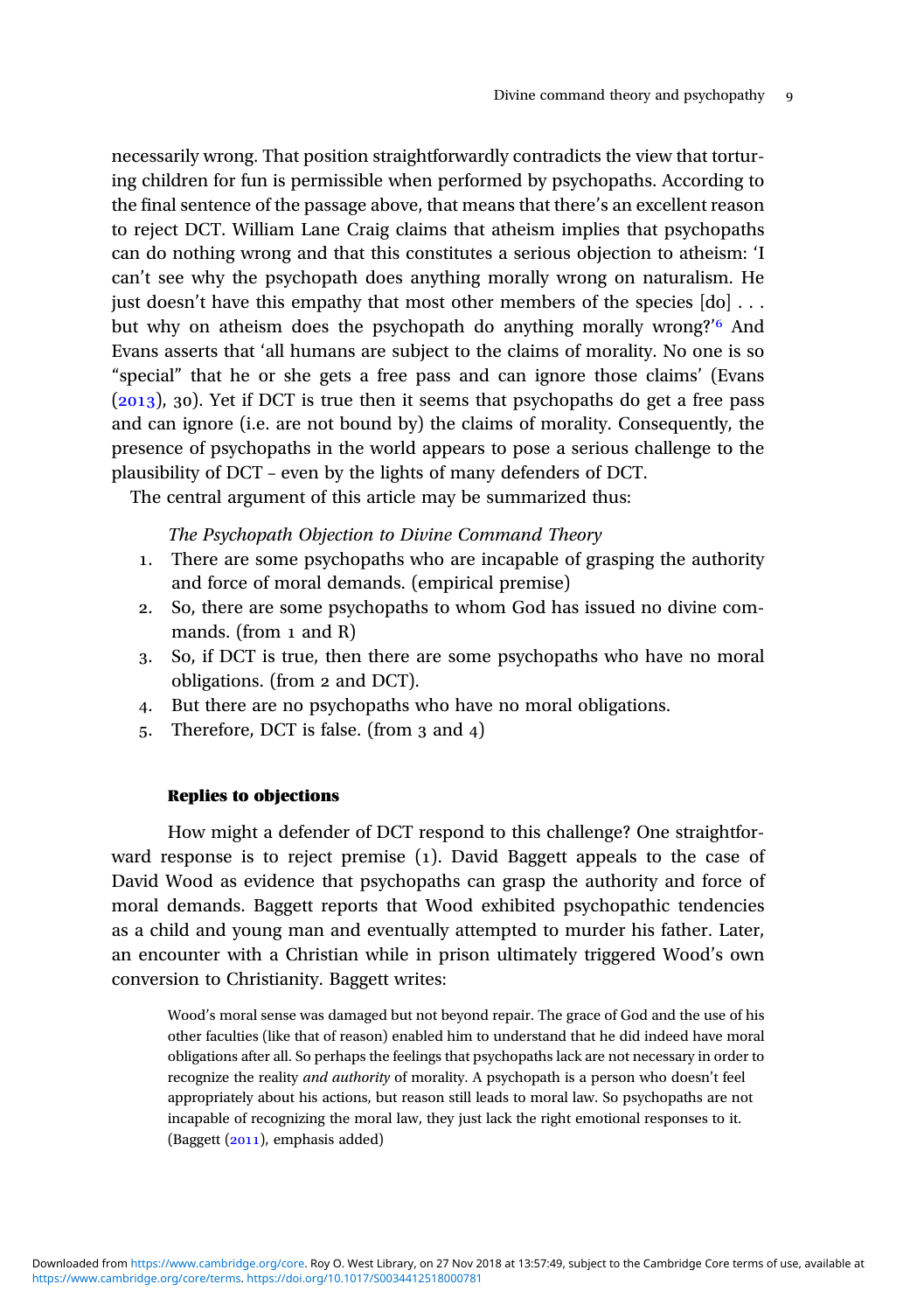necessarily wrong. That position straightforwardly contradicts the view that torturing children for fun is permissible when performed by psychopaths. According to the final sentence of the passage above, that means that there's an excellent reason to reject DCT. William Lane Craig claims that atheism implies that psychopaths can do nothing wrong and that this constitutes a serious objection to atheism: 'I can't see why the psychopath does anything morally wrong on naturalism. He just doesn't have this empathy that most other members of the species [do] . . . but why on atheism does the psychopath do anything morally wrong?'[6] And Evans asserts that 'all humans are subject to the claims of morality. No one is so "special" that he or she gets a free pass and can ignore those claims' (Evans (2013), 30). Yet if DCT is true then it seems that psychopaths do get a free pass and can ignore (i.e. are not bound by) the claims of morality. Consequently, the presence of psychopaths in the world appears to pose a serious challenge to the plausibility of DCT – even by the lights of many defenders of DCT.

The central argument of this article may be summarized thus:

*The Psychopath Objection to Divine Command Theory*

1. There are some psychopaths who are incapable of grasping the authority and force of moral demands. (empirical premise)
2. So, there are some psychopaths to whom God has issued no divine commands. (from 1 and R)
3. So, if DCT is true, then there are some psychopaths who have no moral obligations. (from 2 and DCT).
4. But there are no psychopaths who have no moral obligations.
5. Therefore, DCT is false. (from 3 and 4)

## Replies to objections

How might a defender of DCT respond to this challenge? One straightforward response is to reject premise (1). David Baggett appeals to the case of David Wood as evidence that psychopaths can grasp the authority and force of moral demands. Baggett reports that Wood exhibited psychopathic tendencies as a child and young man and eventually attempted to murder his father. Later, an encounter with a Christian while in prison ultimately triggered Wood's own conversion to Christianity. Baggett writes:

> Wood's moral sense was damaged but not beyond repair. The grace of God and the use of his other faculties (like that of reason) enabled him to understand that he did indeed have moral obligations after all. So perhaps the feelings that psychopaths lack are not necessary in order to recognize the reality *and authority* of morality. A psychopath is a person who doesn't feel appropriately about his actions, but reason still leads to moral law. So psychopaths are not incapable of recognizing the moral law, they just lack the right emotional responses to it. (Baggett (2011), emphasis added)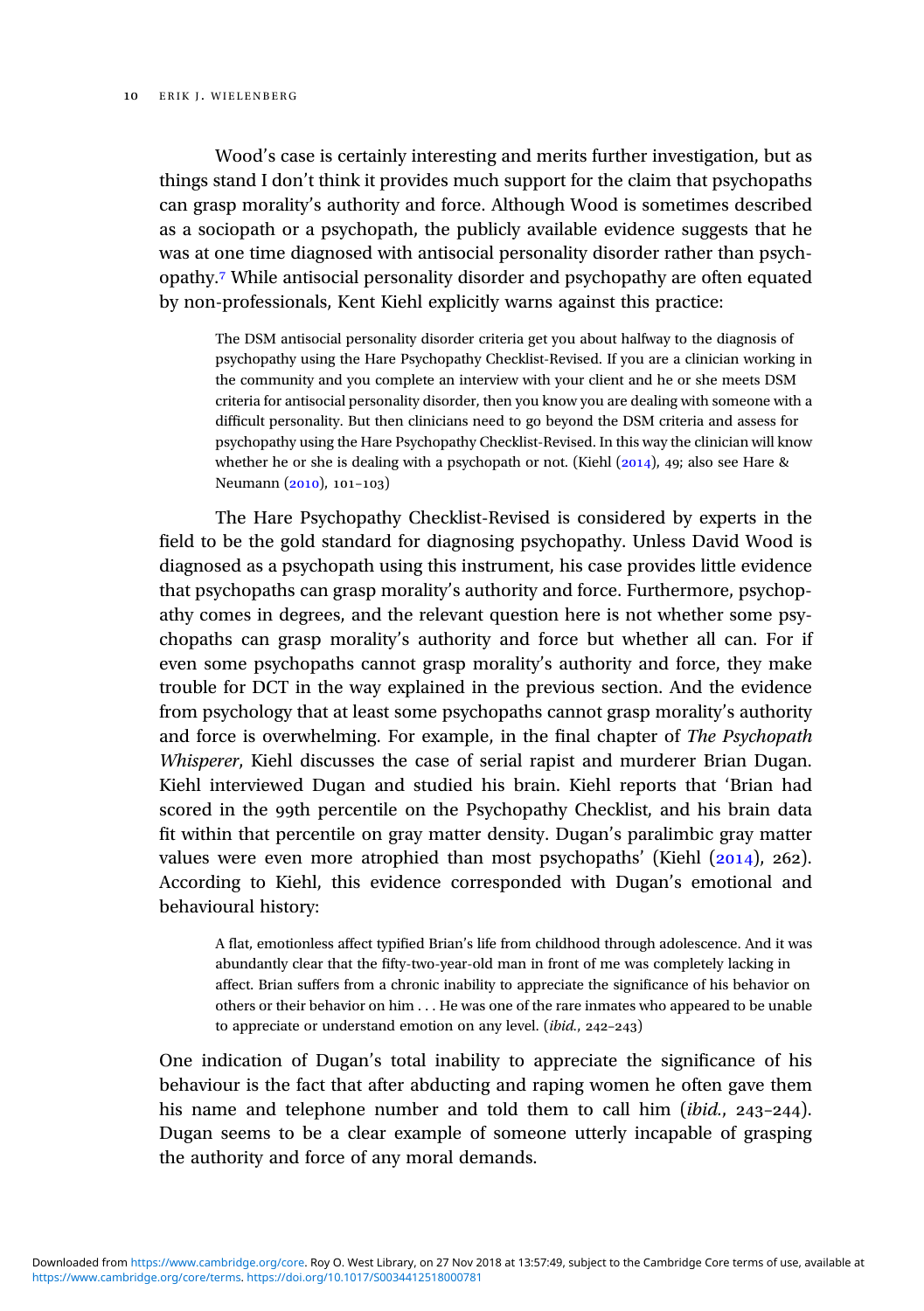Wood's case is certainly interesting and merits further investigation, but as things stand I don't think it provides much support for the claim that psychopaths can grasp morality's authority and force. Although Wood is sometimes described as a sociopath or a psychopath, the publicly available evidence suggests that he was at one time diagnosed with antisocial personality disorder rather than psychopathy.[7] While antisocial personality disorder and psychopathy are often equated by non-professionals, Kent Kiehl explicitly warns against this practice:

> The DSM antisocial personality disorder criteria get you about halfway to the diagnosis of psychopathy using the Hare Psychopathy Checklist-Revised. If you are a clinician working in the community and you complete an interview with your client and he or she meets DSM criteria for antisocial personality disorder, then you know you are dealing with someone with a difficult personality. But then clinicians need to go beyond the DSM criteria and assess for psychopathy using the Hare Psychopathy Checklist-Revised. In this way the clinician will know whether he or she is dealing with a psychopath or not. (Kiehl (2014), 49; also see Hare & Neumann (2010), 101–103)

The Hare Psychopathy Checklist-Revised is considered by experts in the field to be the gold standard for diagnosing psychopathy. Unless David Wood is diagnosed as a psychopath using this instrument, his case provides little evidence that psychopaths can grasp morality's authority and force. Furthermore, psychopathy comes in degrees, and the relevant question here is not whether some psychopaths can grasp morality's authority and force but whether all can. For if even some psychopaths cannot grasp morality's authority and force, they make trouble for DCT in the way explained in the previous section. And the evidence from psychology that at least some psychopaths cannot grasp morality's authority and force is overwhelming. For example, in the final chapter of *The Psychopath Whisperer*, Kiehl discusses the case of serial rapist and murderer Brian Dugan. Kiehl interviewed Dugan and studied his brain. Kiehl reports that 'Brian had scored in the 99th percentile on the Psychopathy Checklist, and his brain data fit within that percentile on gray matter density. Dugan's paralimbic gray matter values were even more atrophied than most psychopaths' (Kiehl (2014), 262). According to Kiehl, this evidence corresponded with Dugan's emotional and behavioural history:

> A flat, emotionless affect typified Brian's life from childhood through adolescence. And it was abundantly clear that the fifty-two-year-old man in front of me was completely lacking in affect. Brian suffers from a chronic inability to appreciate the significance of his behavior on others or their behavior on him . . . He was one of the rare inmates who appeared to be unable to appreciate or understand emotion on any level. (*ibid.*, 242–243)

One indication of Dugan's total inability to appreciate the significance of his behaviour is the fact that after abducting and raping women he often gave them his name and telephone number and told them to call him (*ibid.*, 243–244). Dugan seems to be a clear example of someone utterly incapable of grasping the authority and force of any moral demands.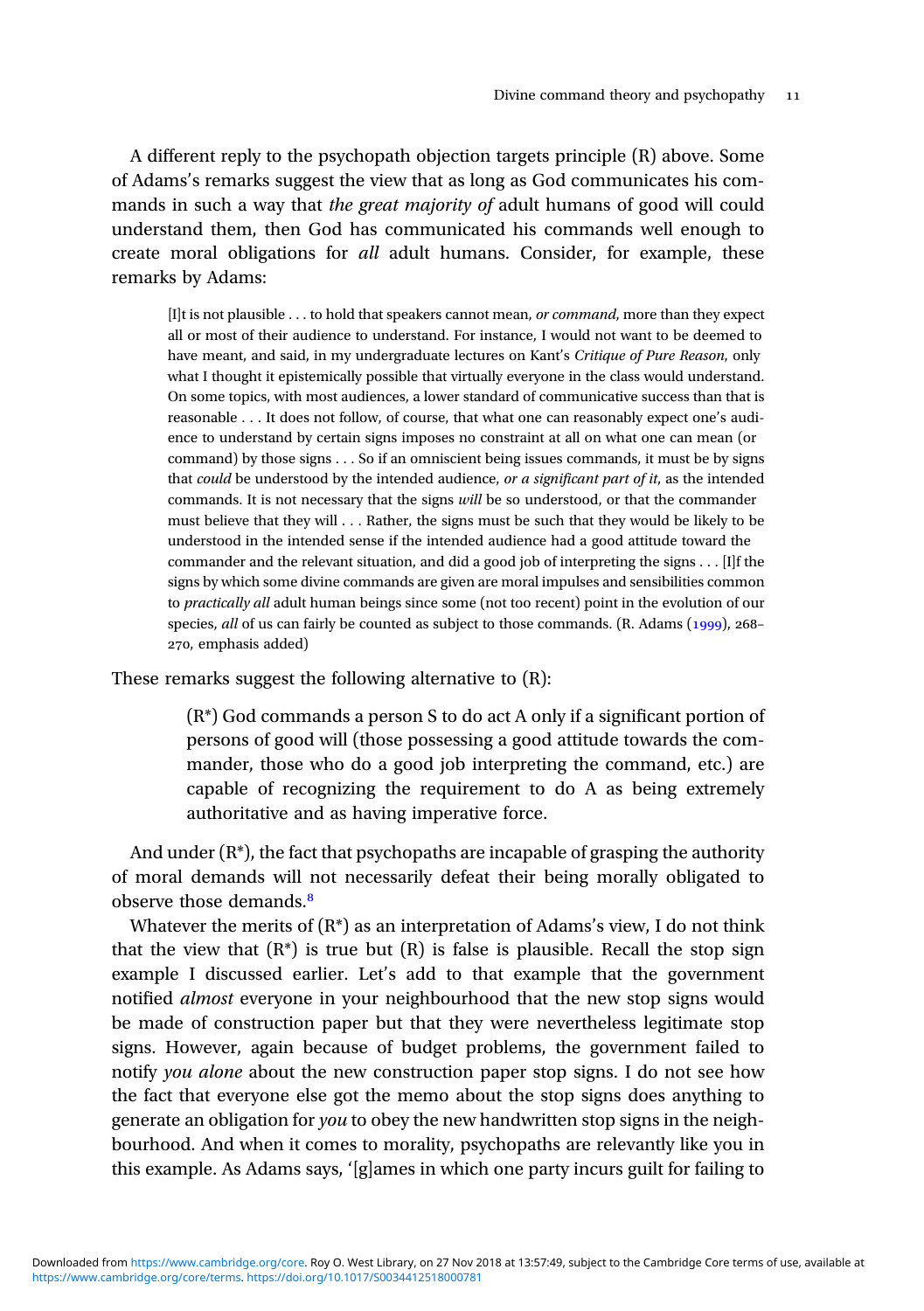A different reply to the psychopath objection targets principle (R) above. Some of Adams's remarks suggest the view that as long as God communicates his commands in such a way that *the great majority of* adult humans of good will could understand them, then God has communicated his commands well enough to create moral obligations for *all* adult humans. Consider, for example, these remarks by Adams:

> [I]t is not plausible . . . to hold that speakers cannot mean, *or command*, more than they expect all or most of their audience to understand. For instance, I would not want to be deemed to have meant, and said, in my undergraduate lectures on Kant's *Critique of Pure Reason*, only what I thought it epistemically possible that virtually everyone in the class would understand. On some topics, with most audiences, a lower standard of communicative success than that is reasonable . . . It does not follow, of course, that what one can reasonably expect one's audience to understand by certain signs imposes no constraint at all on what one can mean (or command) by those signs . . . So if an omniscient being issues commands, it must be by signs that *could* be understood by the intended audience, *or a significant part of it*, as the intended commands. It is not necessary that the signs *will* be so understood, or that the commander must believe that they will . . . Rather, the signs must be such that they would be likely to be understood in the intended sense if the intended audience had a good attitude toward the commander and the relevant situation, and did a good job of interpreting the signs . . . [I]f the signs by which some divine commands are given are moral impulses and sensibilities common to *practically all* adult human beings since some (not too recent) point in the evolution of our species, *all* of us can fairly be counted as subject to those commands. (R. Adams (1999), 268–270, emphasis added)

These remarks suggest the following alternative to (R):

> (R*) God commands a person S to do act A only if a significant portion of persons of good will (those possessing a good attitude towards the commander, those who do a good job interpreting the command, etc.) are capable of recognizing the requirement to do A as being extremely authoritative and as having imperative force.

And under (R*), the fact that psychopaths are incapable of grasping the authority of moral demands will not necessarily defeat their being morally obligated to observe those demands.[8]

Whatever the merits of (R*) as an interpretation of Adams's view, I do not think that the view that (R*) is true but (R) is false is plausible. Recall the stop sign example I discussed earlier. Let's add to that example that the government notified *almost* everyone in your neighbourhood that the new stop signs would be made of construction paper but that they were nevertheless legitimate stop signs. However, again because of budget problems, the government failed to notify *you alone* about the new construction paper stop signs. I do not see how the fact that everyone else got the memo about the stop signs does anything to generate an obligation for *you* to obey the new handwritten stop signs in the neighbourhood. And when it comes to morality, psychopaths are relevantly like you in this example. As Adams says, '[g]ames in which one party incurs guilt for failing to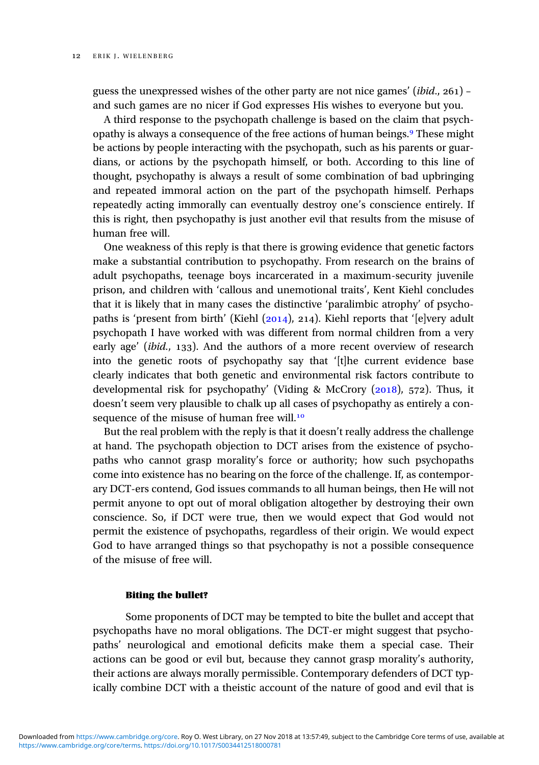guess the unexpressed wishes of the other party are not nice games' (*ibid*., 261) – and such games are no nicer if God expresses His wishes to everyone but you.

A third response to the psychopath challenge is based on the claim that psychopathy is always a consequence of the free actions of human beings.[9] These might be actions by people interacting with the psychopath, such as his parents or guardians, or actions by the psychopath himself, or both. According to this line of thought, psychopathy is always a result of some combination of bad upbringing and repeated immoral action on the part of the psychopath himself. Perhaps repeatedly acting immorally can eventually destroy one's conscience entirely. If this is right, then psychopathy is just another evil that results from the misuse of human free will.

One weakness of this reply is that there is growing evidence that genetic factors make a substantial contribution to psychopathy. From research on the brains of adult psychopaths, teenage boys incarcerated in a maximum-security juvenile prison, and children with 'callous and unemotional traits', Kent Kiehl concludes that it is likely that in many cases the distinctive 'paralimbic atrophy' of psychopaths is 'present from birth' (Kiehl (2014), 214). Kiehl reports that '[e]very adult psychopath I have worked with was different from normal children from a very early age' (*ibid*., 133). And the authors of a more recent overview of research into the genetic roots of psychopathy say that '[t]he current evidence base clearly indicates that both genetic and environmental risk factors contribute to developmental risk for psychopathy' (Viding & McCrory (2018), 572). Thus, it doesn't seem very plausible to chalk up all cases of psychopathy as entirely a consequence of the misuse of human free will.[10]

But the real problem with the reply is that it doesn't really address the challenge at hand. The psychopath objection to DCT arises from the existence of psychopaths who cannot grasp morality's force or authority; how such psychopaths come into existence has no bearing on the force of the challenge. If, as contemporary DCT-ers contend, God issues commands to all human beings, then He will not permit anyone to opt out of moral obligation altogether by destroying their own conscience. So, if DCT were true, then we would expect that God would not permit the existence of psychopaths, regardless of their origin. We would expect God to have arranged things so that psychopathy is not a possible consequence of the misuse of free will.

### Biting the bullet?

Some proponents of DCT may be tempted to bite the bullet and accept that psychopaths have no moral obligations. The DCT-er might suggest that psychopaths' neurological and emotional deficits make them a special case. Their actions can be good or evil but, because they cannot grasp morality's authority, their actions are always morally permissible. Contemporary defenders of DCT typically combine DCT with a theistic account of the nature of good and evil that is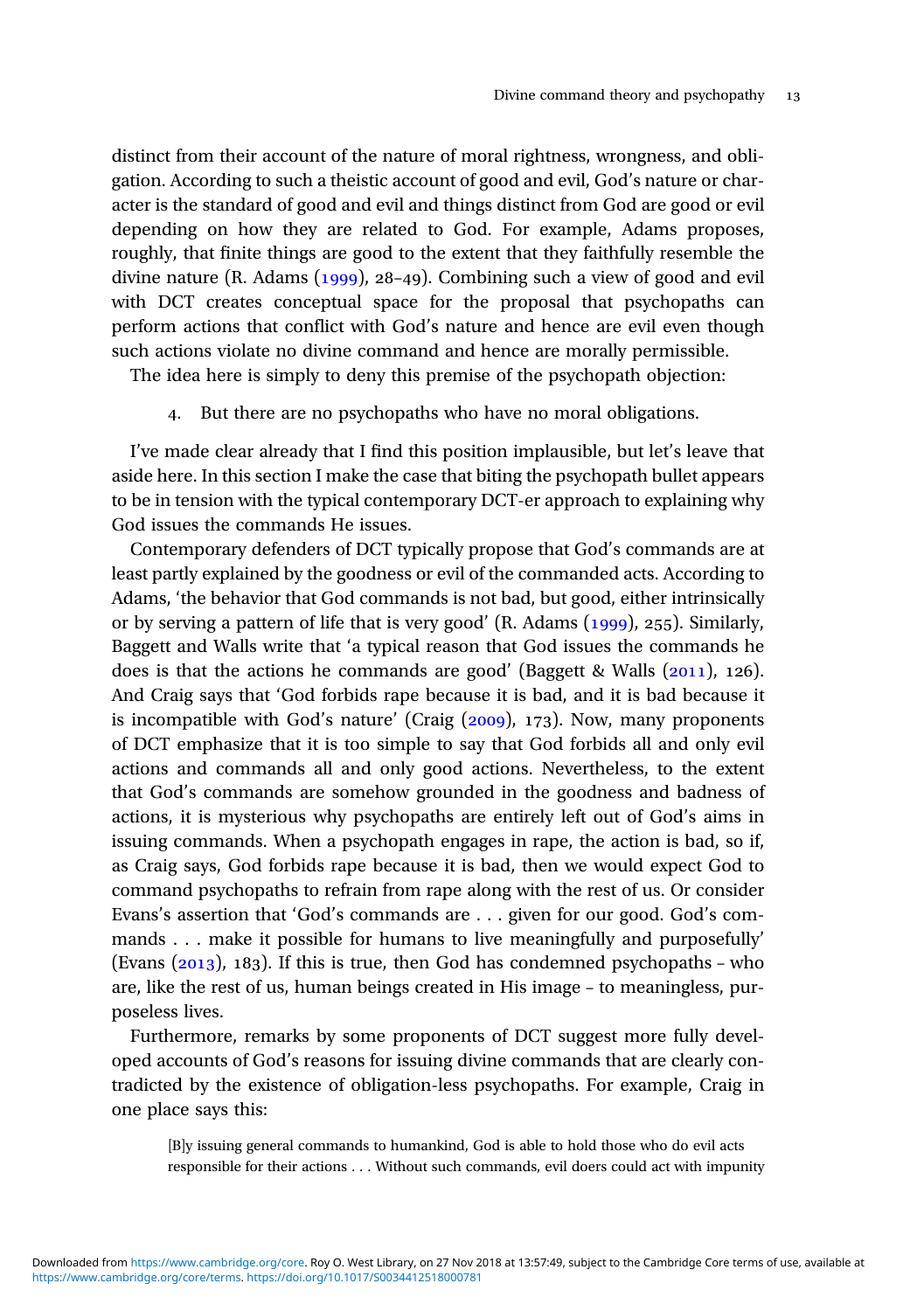distinct from their account of the nature of moral rightness, wrongness, and obligation. According to such a theistic account of good and evil, God's nature or character is the standard of good and evil and things distinct from God are good or evil depending on how they are related to God. For example, Adams proposes, roughly, that finite things are good to the extent that they faithfully resemble the divine nature (R. Adams (1999), 28–49). Combining such a view of good and evil with DCT creates conceptual space for the proposal that psychopaths can perform actions that conflict with God's nature and hence are evil even though such actions violate no divine command and hence are morally permissible.

The idea here is simply to deny this premise of the psychopath objection:

> 4. But there are no psychopaths who have no moral obligations.

I've made clear already that I find this position implausible, but let's leave that aside here. In this section I make the case that biting the psychopath bullet appears to be in tension with the typical contemporary DCT-er approach to explaining why God issues the commands He issues.

Contemporary defenders of DCT typically propose that God's commands are at least partly explained by the goodness or evil of the commanded acts. According to Adams, 'the behavior that God commands is not bad, but good, either intrinsically or by serving a pattern of life that is very good' (R. Adams (1999), 255). Similarly, Baggett and Walls write that 'a typical reason that God issues the commands he does is that the actions he commands are good' (Baggett & Walls (2011), 126). And Craig says that 'God forbids rape because it is bad, and it is bad because it is incompatible with God's nature' (Craig (2009), 173). Now, many proponents of DCT emphasize that it is too simple to say that God forbids all and only evil actions and commands all and only good actions. Nevertheless, to the extent that God's commands are somehow grounded in the goodness and badness of actions, it is mysterious why psychopaths are entirely left out of God's aims in issuing commands. When a psychopath engages in rape, the action is bad, so if, as Craig says, God forbids rape because it is bad, then we would expect God to command psychopaths to refrain from rape along with the rest of us. Or consider Evans's assertion that 'God's commands are . . . given for our good. God's commands . . . make it possible for humans to live meaningfully and purposefully' (Evans (2013), 183). If this is true, then God has condemned psychopaths – who are, like the rest of us, human beings created in His image – to meaningless, purposeless lives.

Furthermore, remarks by some proponents of DCT suggest more fully developed accounts of God's reasons for issuing divine commands that are clearly contradicted by the existence of obligation-less psychopaths. For example, Craig in one place says this:

> [B]y issuing general commands to humankind, God is able to hold those who do evil acts responsible for their actions . . . Without such commands, evil doers could act with impunity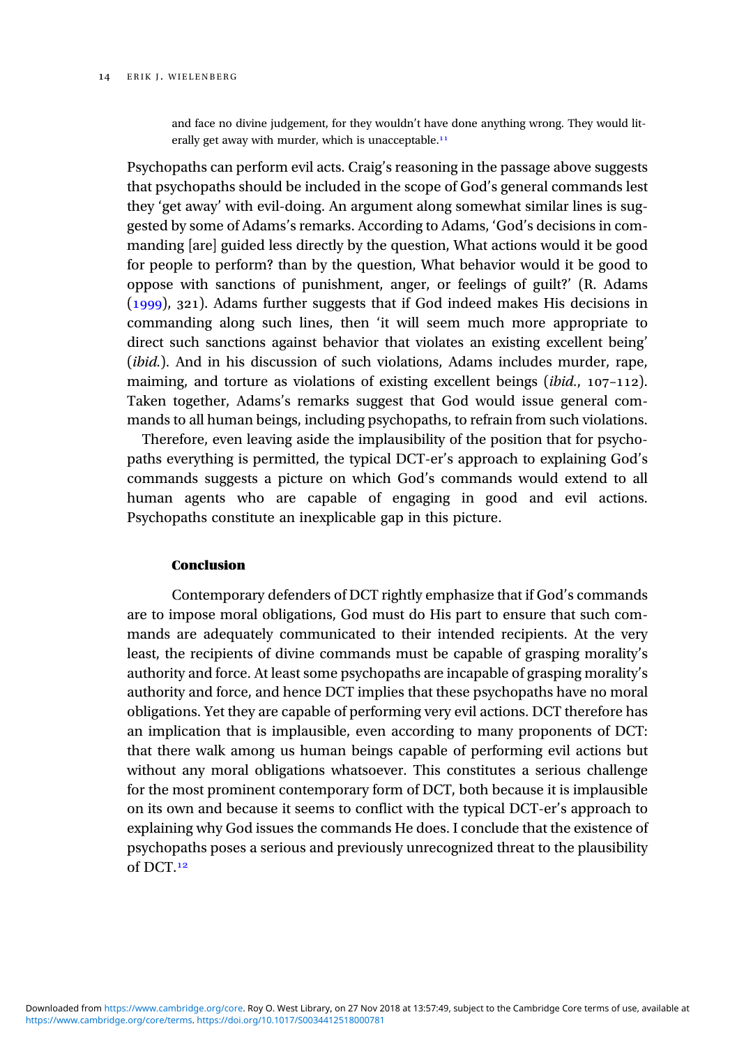and face no divine judgement, for they wouldn't have done anything wrong. They would literally get away with murder, which is unacceptable.[11]

Psychopaths can perform evil acts. Craig's reasoning in the passage above suggests that psychopaths should be included in the scope of God's general commands lest they 'get away' with evil-doing. An argument along somewhat similar lines is suggested by some of Adams's remarks. According to Adams, 'God's decisions in commanding [are] guided less directly by the question, What actions would it be good for people to perform? than by the question, What behavior would it be good to oppose with sanctions of punishment, anger, or feelings of guilt?' (R. Adams (1999), 321). Adams further suggests that if God indeed makes His decisions in commanding along such lines, then 'it will seem much more appropriate to direct such sanctions against behavior that violates an existing excellent being' (*ibid.*). And in his discussion of such violations, Adams includes murder, rape, maiming, and torture as violations of existing excellent beings (*ibid.*, 107–112). Taken together, Adams's remarks suggest that God would issue general commands to all human beings, including psychopaths, to refrain from such violations.

Therefore, even leaving aside the implausibility of the position that for psychopaths everything is permitted, the typical DCT-er's approach to explaining God's commands suggests a picture on which God's commands would extend to all human agents who are capable of engaging in good and evil actions. Psychopaths constitute an inexplicable gap in this picture.

## Conclusion

Contemporary defenders of DCT rightly emphasize that if God's commands are to impose moral obligations, God must do His part to ensure that such commands are adequately communicated to their intended recipients. At the very least, the recipients of divine commands must be capable of grasping morality's authority and force. At least some psychopaths are incapable of grasping morality's authority and force, and hence DCT implies that these psychopaths have no moral obligations. Yet they are capable of performing very evil actions. DCT therefore has an implication that is implausible, even according to many proponents of DCT: that there walk among us human beings capable of performing evil actions but without any moral obligations whatsoever. This constitutes a serious challenge for the most prominent contemporary form of DCT, both because it is implausible on its own and because it seems to conflict with the typical DCT-er's approach to explaining why God issues the commands He does. I conclude that the existence of psychopaths poses a serious and previously unrecognized threat to the plausibility of DCT.[12]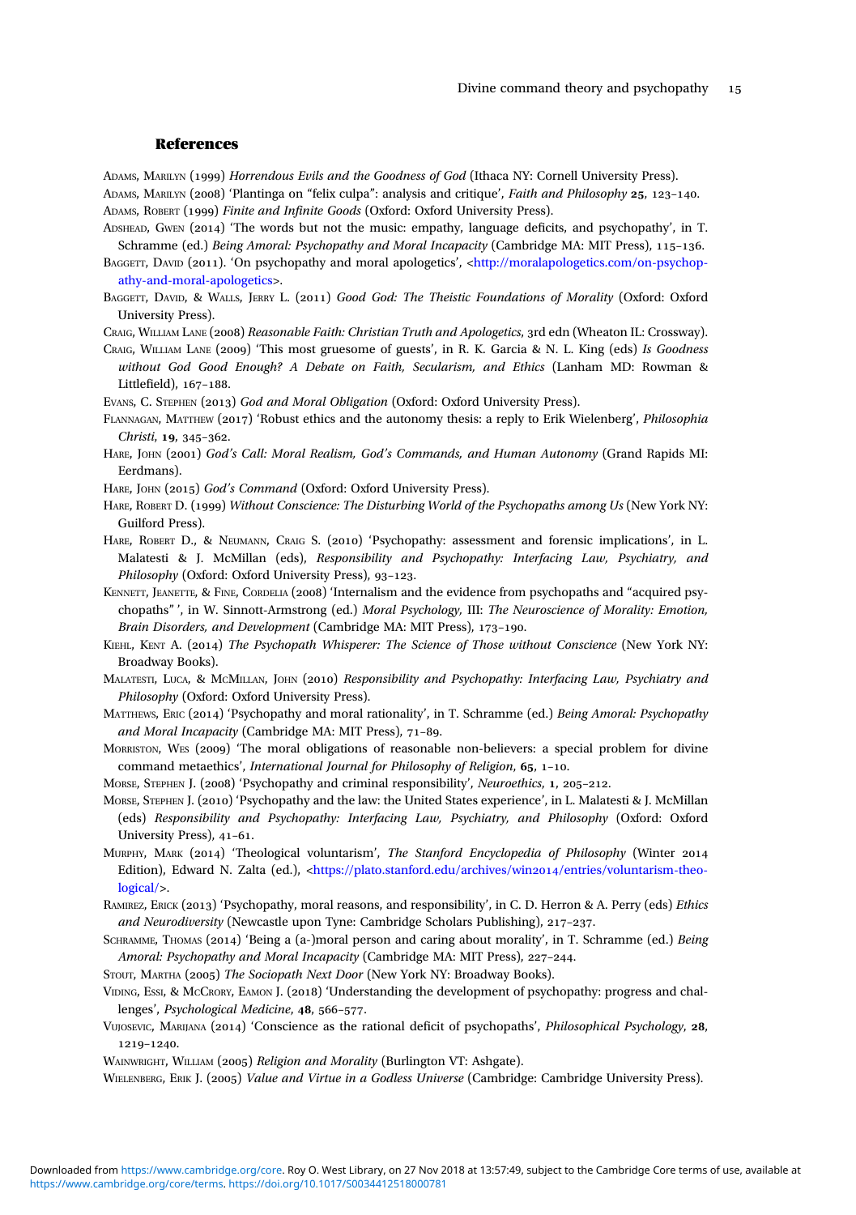## References

Adams, Marilyn (1999) *Horrendous Evils and the Goodness of God* (Ithaca NY: Cornell University Press).

Adams, Marilyn (2008) 'Plantinga on "felix culpa": analysis and critique', *Faith and Philosophy* **25**, 123–140.

Adams, Robert (1999) *Finite and Infinite Goods* (Oxford: Oxford University Press).

Adshead, Gwen (2014) 'The words but not the music: empathy, language deficits, and psychopathy', in T. Schramme (ed.) *Being Amoral: Psychopathy and Moral Incapacity* (Cambridge MA: MIT Press), 115–136.

Baggett, David (2011). 'On psychopathy and moral apologetics', <http://moralapologetics.com/on-psychopathy-and-moral-apologetics>.

Baggett, David, & Walls, Jerry L. (2011) *Good God: The Theistic Foundations of Morality* (Oxford: Oxford University Press).

Craig, William Lane (2008) *Reasonable Faith: Christian Truth and Apologetics*, 3rd edn (Wheaton IL: Crossway).

Craig, William Lane (2009) 'This most gruesome of guests', in R. K. Garcia & N. L. King (eds) *Is Goodness without God Good Enough? A Debate on Faith, Secularism, and Ethics* (Lanham MD: Rowman & Littlefield), 167–188.

Evans, C. Stephen (2013) *God and Moral Obligation* (Oxford: Oxford University Press).

Flannagan, Matthew (2017) 'Robust ethics and the autonomy thesis: a reply to Erik Wielenberg', *Philosophia Christi*, **19**, 345–362.

Hare, John (2001) *God's Call: Moral Realism, God's Commands, and Human Autonomy* (Grand Rapids MI: Eerdmans).

Hare, John (2015) *God's Command* (Oxford: Oxford University Press).

Hare, Robert D. (1999) *Without Conscience: The Disturbing World of the Psychopaths among Us* (New York NY: Guilford Press).

Hare, Robert D., & Neumann, Craig S. (2010) 'Psychopathy: assessment and forensic implications', in L. Malatesti & J. McMillan (eds), *Responsibility and Psychopathy: Interfacing Law, Psychiatry, and Philosophy* (Oxford: Oxford University Press), 93–123.

Kennett, Jeanette, & Fine, Cordelia (2008) 'Internalism and the evidence from psychopaths and "acquired psychopaths"', in W. Sinnott-Armstrong (ed.) *Moral Psychology*, III: *The Neuroscience of Morality: Emotion, Brain Disorders, and Development* (Cambridge MA: MIT Press), 173–190.

Kiehl, Kent A. (2014) *The Psychopath Whisperer: The Science of Those without Conscience* (New York NY: Broadway Books).

Malatesti, Luca, & McMillan, John (2010) *Responsibility and Psychopathy: Interfacing Law, Psychiatry and Philosophy* (Oxford: Oxford University Press).

Matthews, Eric (2014) 'Psychopathy and moral rationality', in T. Schramme (ed.) *Being Amoral: Psychopathy and Moral Incapacity* (Cambridge MA: MIT Press), 71–89.

Morriston, Wes (2009) 'The moral obligations of reasonable non-believers: a special problem for divine command metaethics', *International Journal for Philosophy of Religion*, **65**, 1–10.

Morse, Stephen J. (2008) 'Psychopathy and criminal responsibility', *Neuroethics*, **1**, 205–212.

Morse, Stephen J. (2010) 'Psychopathy and the law: the United States experience', in L. Malatesti & J. McMillan (eds) *Responsibility and Psychopathy: Interfacing Law, Psychiatry, and Philosophy* (Oxford: Oxford University Press), 41–61.

Murphy, Mark (2014) 'Theological voluntarism', *The Stanford Encyclopedia of Philosophy* (Winter 2014 Edition), Edward N. Zalta (ed.), <https://plato.stanford.edu/archives/win2014/entries/voluntarism-theological/>.

Ramirez, Erick (2013) 'Psychopathy, moral reasons, and responsibility', in C. D. Herron & A. Perry (eds) *Ethics and Neurodiversity* (Newcastle upon Tyne: Cambridge Scholars Publishing), 217–237.

Schramme, Thomas (2014) 'Being a (a-)moral person and caring about morality', in T. Schramme (ed.) *Being Amoral: Psychopathy and Moral Incapacity* (Cambridge MA: MIT Press), 227–244.

Stout, Martha (2005) *The Sociopath Next Door* (New York NY: Broadway Books).

Viding, Essi, & McCrory, Eamon J. (2018) 'Understanding the development of psychopathy: progress and challenges', *Psychological Medicine*, **48**, 566–577.

Vujosevic, Marijana (2014) 'Conscience as the rational deficit of psychopaths', *Philosophical Psychology*, **28**, 1219–1240.

Wainwright, William (2005) *Religion and Morality* (Burlington VT: Ashgate).

Wielenberg, Erik J. (2005) *Value and Virtue in a Godless Universe* (Cambridge: Cambridge University Press).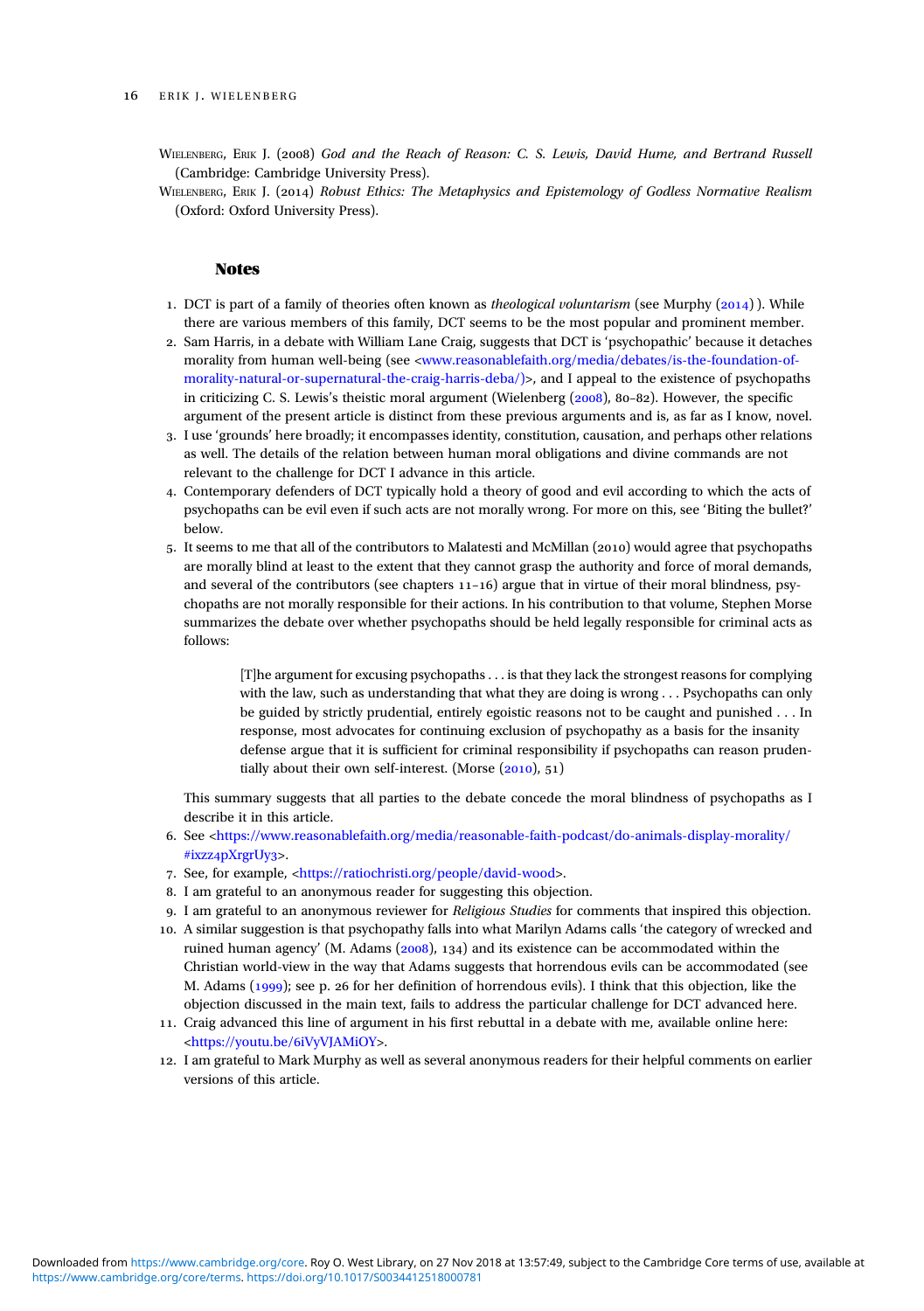Wielenberg, Erik J. (2008) *God and the Reach of Reason: C. S. Lewis, David Hume, and Bertrand Russell* (Cambridge: Cambridge University Press).

Wielenberg, Erik J. (2014) *Robust Ethics: The Metaphysics and Epistemology of Godless Normative Realism* (Oxford: Oxford University Press).

## Notes

1. DCT is part of a family of theories often known as *theological voluntarism* (see Murphy (2014) ). While there are various members of this family, DCT seems to be the most popular and prominent member.
2. Sam Harris, in a debate with William Lane Craig, suggests that DCT is 'psychopathic' because it detaches morality from human well-being (see <www.reasonablefaith.org/media/debates/is-the-foundation-of-morality-natural-or-supernatural-the-craig-harris-deba/)>, and I appeal to the existence of psychopaths in criticizing C. S. Lewis's theistic moral argument (Wielenberg (2008), 80–82). However, the specific argument of the present article is distinct from these previous arguments and is, as far as I know, novel.
3. I use 'grounds' here broadly; it encompasses identity, constitution, causation, and perhaps other relations as well. The details of the relation between human moral obligations and divine commands are not relevant to the challenge for DCT I advance in this article.
4. Contemporary defenders of DCT typically hold a theory of good and evil according to which the acts of psychopaths can be evil even if such acts are not morally wrong. For more on this, see 'Biting the bullet?' below.
5. It seems to me that all of the contributors to Malatesti and McMillan (2010) would agree that psychopaths are morally blind at least to the extent that they cannot grasp the authority and force of moral demands, and several of the contributors (see chapters 11–16) argue that in virtue of their moral blindness, psychopaths are not morally responsible for their actions. In his contribution to that volume, Stephen Morse summarizes the debate over whether psychopaths should be held legally responsible for criminal acts as follows:

    > [T]he argument for excusing psychopaths . . . is that they lack the strongest reasons for complying with the law, such as understanding that what they are doing is wrong . . . Psychopaths can only be guided by strictly prudential, entirely egoistic reasons not to be caught and punished . . . In response, most advocates for continuing exclusion of psychopathy as a basis for the insanity defense argue that it is sufficient for criminal responsibility if psychopaths can reason prudentially about their own self-interest. (Morse (2010), 51)

    This summary suggests that all parties to the debate concede the moral blindness of psychopaths as I describe it in this article.
6. See <https://www.reasonablefaith.org/media/reasonable-faith-podcast/do-animals-display-morality/#ixzz4pXrgrUy3>.
7. See, for example, <https://ratiochristi.org/people/david-wood>.
8. I am grateful to an anonymous reader for suggesting this objection.
9. I am grateful to an anonymous reviewer for *Religious Studies* for comments that inspired this objection.
10. A similar suggestion is that psychopathy falls into what Marilyn Adams calls 'the category of wrecked and ruined human agency' (M. Adams (2008), 134) and its existence can be accommodated within the Christian world-view in the way that Adams suggests that horrendous evils can be accommodated (see M. Adams (1999); see p. 26 for her definition of horrendous evils). I think that this objection, like the objection discussed in the main text, fails to address the particular challenge for DCT advanced here.
11. Craig advanced this line of argument in his first rebuttal in a debate with me, available online here: <https://youtu.be/6iVyVJAMiOY>.
12. I am grateful to Mark Murphy as well as several anonymous readers for their helpful comments on earlier versions of this article.